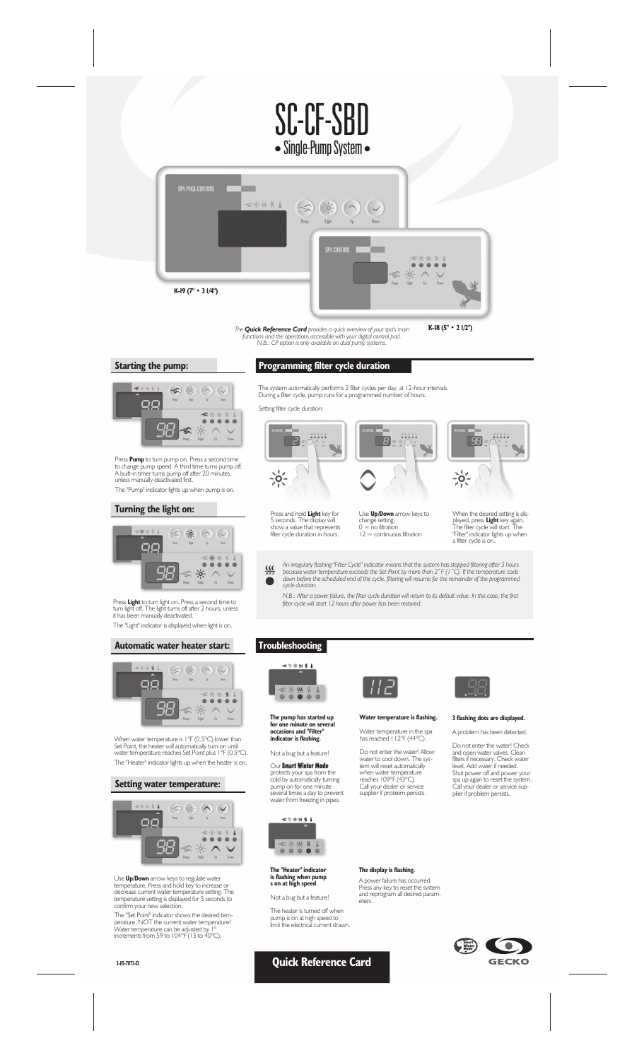# SC-CF-SBD

## • Single-Pump System •

SPA PACK CONTROL

Pump Light Up Down

SPA CONTROL

K-19 (7" • 3 1/4")

K-18 (5" • 2 1/2")

*The **Quick Reference Card** provides a quick overview of your spa's main functions and the operations accessible with your digital control pad. N.B.: CP option is only available on dual pump systems.*

### Starting the pump:

Press **Pump** to turn pump on. Press a second time to change pump speed. A third time turns pump off. A built-in timer turns pump off after 20 minutes, unless manually deactivated first.

The "Pump" indicator lights up when pump is on.

### Turning the light on:

Press **Light** to turn light on. Press a second time to turn light off. The light turns off after 2 hours, unless it has been manually deactivated.

The "Light" indicator is displayed when light is on.

### Automatic water heater start:

When water temperature is 1°F (0.5°C) lower than Set Point, the heater will automatically turn on until water temperature reaches Set Point plus 1°F (0.5°C).

The "Heater" indicator lights up when the heater is on.

### Setting water temperature:

Use **Up/Down** arrow keys to regulate water temperature. Press and hold key to increase or decrease current water temperature setting. The temperature setting is displayed for 5 seconds to confirm your new selection.

The "Set Point" indicator shows the desired temperature, NOT the current water temperature! Water temperature can be adjusted by 1° increments from 59 to 104°F (15 to 40°C).

### Programming filter cycle duration

The system automatically performs 2 filter cycles per day, at 12-hour intervals. During a filter cycle, pump runs for a programmed number of hours.

Setting filter cycle duration:

Press and hold **Light** key for 5 seconds. The display will show a value that represents filter cycle duration in hours.

Use **Up/Down** arrow keys to change setting.
0 = no filtration
12 = continuous filtration

When the desired setting is displayed, press **Light** key again. The filter cycle will start. The "Filter" indicator lights up when a filter cycle is on.

*An irregularly flashing "Filter Cycle" indicator means that the system has stopped filtering after 3 hours because water temperature exceeds the Set Point by more than 2°F (1°C). If the temperature cools down before the scheduled end of the cycle, filtering will resume for the remainder of the programmed cycle duration.*

*N.B.: After a power failure, the filter cycle duration will return to its default value. In this case, the first filter cycle will start 12 hours after power has been restored.*

### Troubleshooting

**The pump has started up for one minute on several occasions and "Filter" indicator is flashing.**

Not a bug but a feature!

Our **Smart Winter Mode** protects your spa from the cold by automatically turning pump on for one minute several times a day to prevent water from freezing in pipes.

**The "Heater" indicator is flashing when pump s on at high speed.**

Not a bug but a feature!

The heater is turned off when pump is on at high speed to limit the electrical current drawn.

**Water temperature is flashing.**

Water temperature in the spa has reached 112°F (44°C).

Do not enter the water! Allow water to cool down. The system will reset automatically when water temperature reaches 109°F (43°C). Call your dealer or service supplier if problem persists.

**The display is flashing.**

A power failure has occurred. Press any key to reset the system and reprogram all desired parameters.

**3 flashing dots are displayed.**

A problem has been detected.

Do not enter the water! Check and open water valves. Clean filters if necessary. Check water level. Add water if needed. Shut power off and power your spa up again to reset the system. Call your dealer or service supplier if problem persists.

3-85-7073-D

**Quick Reference Card**

GECKO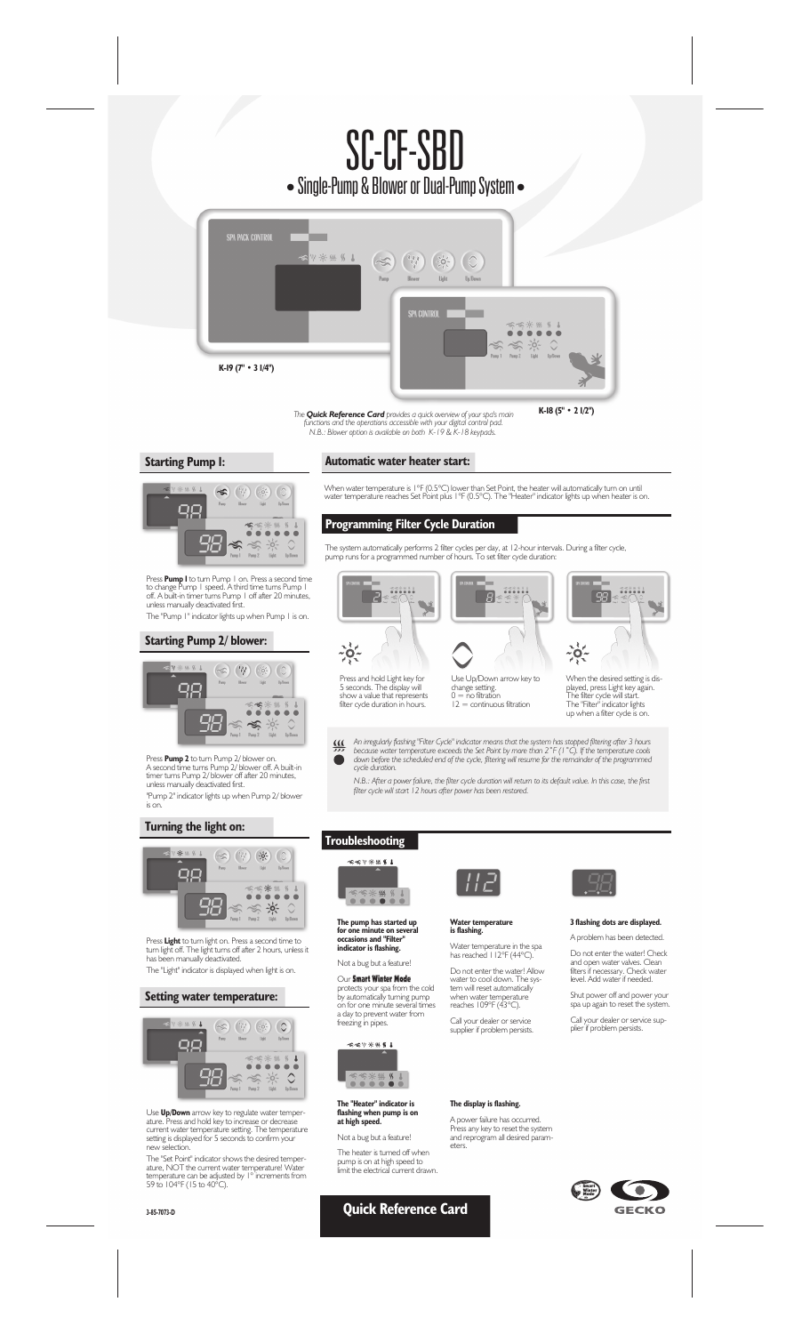# SC-CF-SBD

## • Single-Pump & Blower or Dual-Pump System •

K-19 (7" • 3 1/4")

K-18 (5" • 2 1/2")

*The **Quick Reference Card** provides a quick overview of your spa's main functions and the operations accessible with your digital control pad. N.B.: Blower option is available on both K-19 & K-18 keypads.*

## Starting Pump 1:

Press **Pump 1** to turn Pump 1 on. Press a second time to change Pump 1 speed. A third time turns Pump 1 off. A built-in timer turns Pump 1 off after 20 minutes, unless manually deactivated first.

The "Pump 1" indicator lights up when Pump 1 is on.

## Starting Pump 2/ blower:

Press **Pump 2** to turn Pump 2/ blower on. A second time turns Pump 2/ blower off. A built-in timer turns Pump 2/ blower off after 20 minutes, unless manually deactivated first.

"Pump 2" indicator lights up when Pump 2/ blower is on.

## Turning the light on:

Press **Light** to turn light on. Press a second time to turn light off. The light turns off after 2 hours, unless it has been manually deactivated.

The "Light" indicator is displayed when light is on.

## Setting water temperature:

Use **Up/Down** arrow key to regulate water temperature. Press and hold key to increase or decrease current water temperature setting. The temperature setting is displayed for 5 seconds to confirm your new selection.

The "Set Point" indicator shows the desired temperature, NOT the current water temperature! Water temperature can be adjusted by 1° increments from 59 to 104°F (15 to 40°C).

## Automatic water heater start:

When water temperature is 1°F (0.5°C) lower than Set Point, the heater will automatically turn on until water temperature reaches Set Point plus 1°F (0.5°C). The "Heater" indicator lights up when heater is on.

## Programming Filter Cycle Duration

The system automatically performs 2 filter cycles per day, at 12-hour intervals. During a filter cycle, pump runs for a programmed number of hours. To set filter cycle duration:

Press and hold Light key for 5 seconds. The display will show a value that represents filter cycle duration in hours.

Use Up/Down arrow key to change setting.
0 = no filtration
12 = continuous filtration

When the desired setting is displayed, press Light key again. The filter cycle will start. The "Filter" indicator lights up when a filter cycle is on.

*An irregularly flashing "Filter Cycle" indicator means that the system has stopped filtering after 3 hours because water temperature exceeds the Set Point by more than 2°F (1°C). If the temperature cools down before the scheduled end of the cycle, filtering will resume for the remainder of the programmed cycle duration.*

*N.B.: After a power failure, the filter cycle duration will return to its default value. In this case, the first filter cycle will start 12 hours after power has been restored.*

## Troubleshooting

**The pump has started up for one minute on several occasions and "Filter" indicator is flashing.**

Not a bug but a feature!

Our **Smart Winter Mode** protects your spa from the cold by automatically turning pump on for one minute several times a day to prevent water from freezing in pipes.

**The "Heater" indicator is flashing when pump is on at high speed.**

Not a bug but a feature!

The heater is turned off when pump is on at high speed to limit the electrical current drawn.

**Water temperature is flashing.**

Water temperature in the spa has reached 112°F (44°C).

Do not enter the water! Allow water to cool down. The system will reset automatically when water temperature reaches 109°F (43°C).

Call your dealer or service supplier if problem persists.

**The display is flashing.**

A power failure has occurred. Press any key to reset the system and reprogram all desired parameters.

**3 flashing dots are displayed.**

A problem has been detected.

Do not enter the water! Check and open water valves. Clean filters if necessary. Check water level. Add water if needed.

Shut power off and power your spa up again to reset the system.

Call your dealer or service supplier if problem persists.

3-85-7073-D

**Quick Reference Card**

GECKO